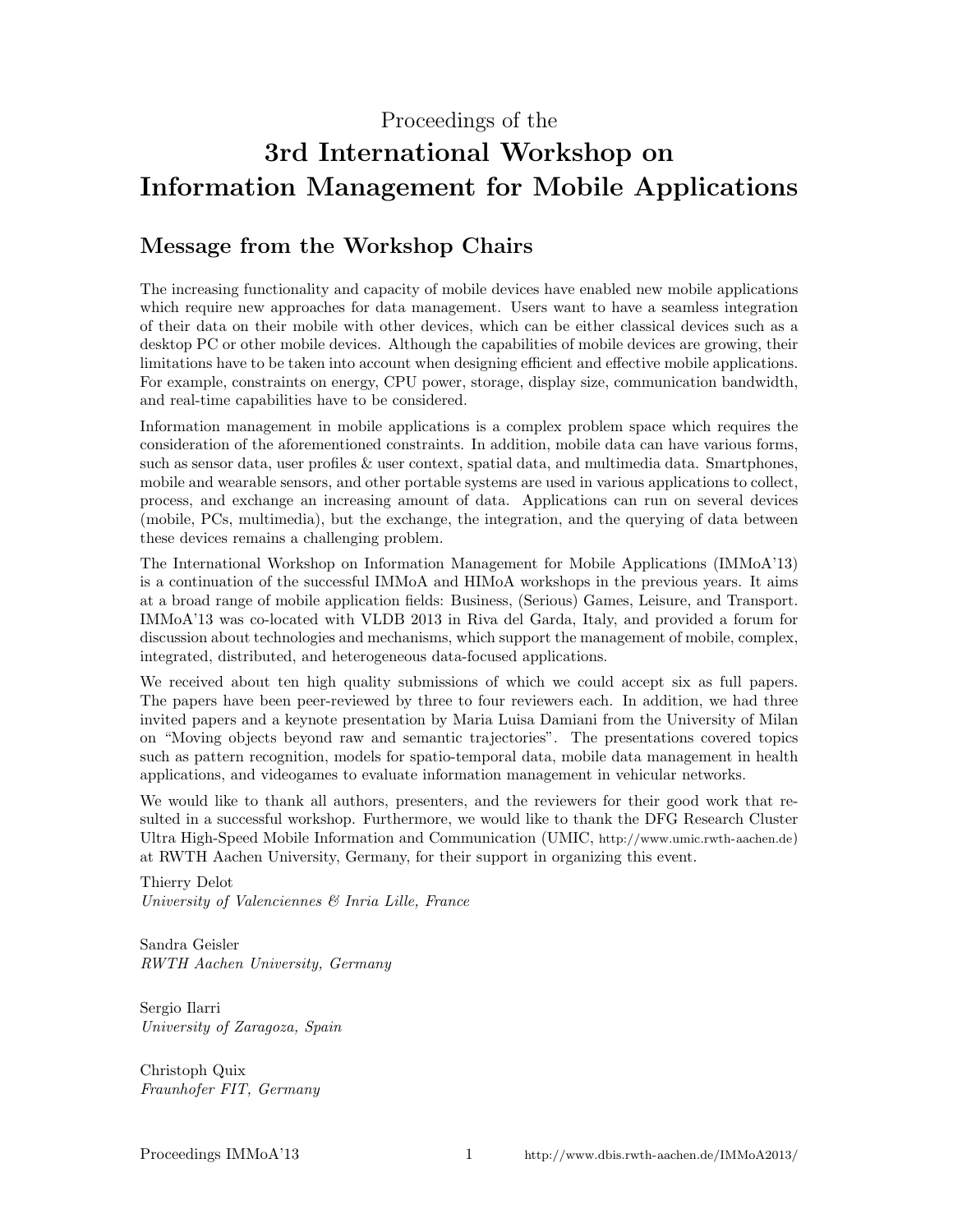Proceedings of the

# 3rd International Workshop on Information Management for Mobile Applications

## Message from the Workshop Chairs

The increasing functionality and capacity of mobile devices have enabled new mobile applications which require new approaches for data management. Users want to have a seamless integration of their data on their mobile with other devices, which can be either classical devices such as a desktop PC or other mobile devices. Although the capabilities of mobile devices are growing, their limitations have to be taken into account when designing efficient and effective mobile applications. For example, constraints on energy, CPU power, storage, display size, communication bandwidth, and real-time capabilities have to be considered.

Information management in mobile applications is a complex problem space which requires the consideration of the aforementioned constraints. In addition, mobile data can have various forms, such as sensor data, user profiles & user context, spatial data, and multimedia data. Smartphones, mobile and wearable sensors, and other portable systems are used in various applications to collect, process, and exchange an increasing amount of data. Applications can run on several devices (mobile, PCs, multimedia), but the exchange, the integration, and the querying of data between these devices remains a challenging problem.

The International Workshop on Information Management for Mobile Applications (IMMoA'13) is a continuation of the successful IMMoA and HIMoA workshops in the previous years. It aims at a broad range of mobile application fields: Business, (Serious) Games, Leisure, and Transport. IMMoA'13 was co-located with VLDB 2013 in Riva del Garda, Italy, and provided a forum for discussion about technologies and mechanisms, which support the management of mobile, complex, integrated, distributed, and heterogeneous data-focused applications.

We received about ten high quality submissions of which we could accept six as full papers. The papers have been peer-reviewed by three to four reviewers each. In addition, we had three invited papers and a keynote presentation by Maria Luisa Damiani from the University of Milan on "Moving objects beyond raw and semantic trajectories". The presentations covered topics such as pattern recognition, models for spatio-temporal data, mobile data management in health applications, and videogames to evaluate information management in vehicular networks.

We would like to thank all authors, presenters, and the reviewers for their good work that resulted in a successful workshop. Furthermore, we would like to thank the DFG Research Cluster Ultra High-Speed Mobile Information and Communication (UMIC, http://www.umic.rwth-aachen.de) at RWTH Aachen University, Germany, for their support in organizing this event.

Thierry Delot
*University of Valenciennes & Inria Lille, France*

Sandra Geisler
*RWTH Aachen University, Germany*

Sergio Ilarri
*University of Zaragoza, Spain*

Christoph Quix
*Fraunhofer FIT, Germany*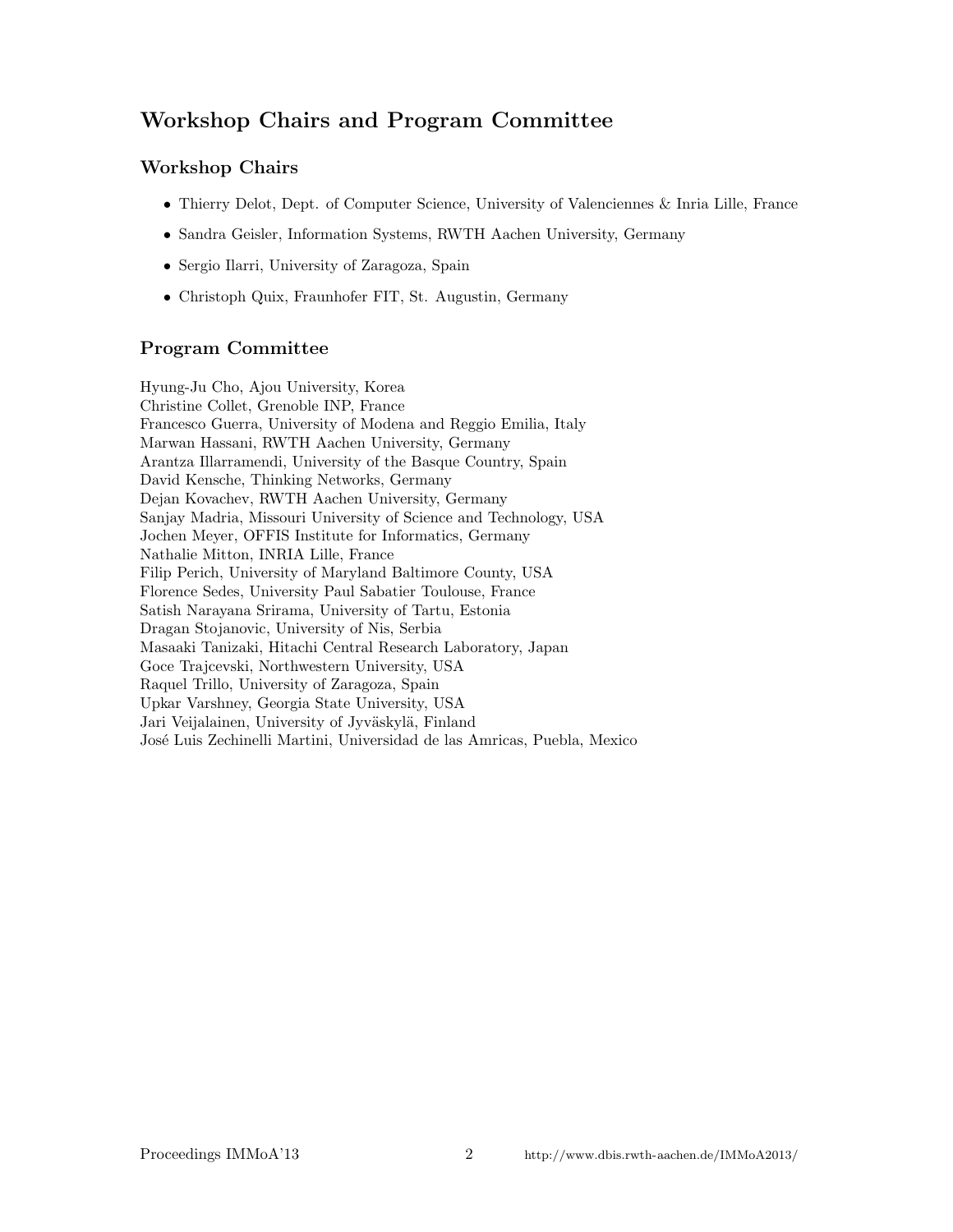# Workshop Chairs and Program Committee

## Workshop Chairs

- Thierry Delot, Dept. of Computer Science, University of Valenciennes & Inria Lille, France
- Sandra Geisler, Information Systems, RWTH Aachen University, Germany
- Sergio Ilarri, University of Zaragoza, Spain
- Christoph Quix, Fraunhofer FIT, St. Augustin, Germany

## Program Committee

Hyung-Ju Cho, Ajou University, Korea
Christine Collet, Grenoble INP, France
Francesco Guerra, University of Modena and Reggio Emilia, Italy
Marwan Hassani, RWTH Aachen University, Germany
Arantza Illarramendi, University of the Basque Country, Spain
David Kensche, Thinking Networks, Germany
Dejan Kovachev, RWTH Aachen University, Germany
Sanjay Madria, Missouri University of Science and Technology, USA
Jochen Meyer, OFFIS Institute for Informatics, Germany
Nathalie Mitton, INRIA Lille, France
Filip Perich, University of Maryland Baltimore County, USA
Florence Sedes, University Paul Sabatier Toulouse, France
Satish Narayana Srirama, University of Tartu, Estonia
Dragan Stojanovic, University of Nis, Serbia
Masaaki Tanizaki, Hitachi Central Research Laboratory, Japan
Goce Trajcevski, Northwestern University, USA
Raquel Trillo, University of Zaragoza, Spain
Upkar Varshney, Georgia State University, USA
Jari Veijalainen, University of Jyväskylä, Finland
José Luis Zechinelli Martini, Universidad de las Amricas, Puebla, Mexico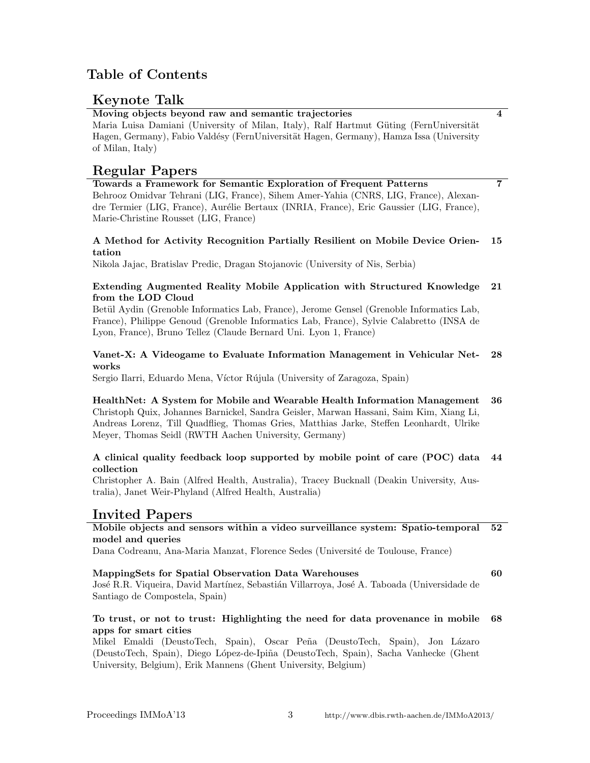# Table of Contents

## Keynote Talk

**Moving objects beyond raw and semantic trajectories** **4**
Maria Luisa Damiani (University of Milan, Italy), Ralf Hartmut Güting (FernUniversität Hagen, Germany), Fabio Valdésy (FernUniversität Hagen, Germany), Hamza Issa (University of Milan, Italy)

## Regular Papers

**Towards a Framework for Semantic Exploration of Frequent Patterns** **7**
Behrooz Omidvar Tehrani (LIG, France), Sihem Amer-Yahia (CNRS, LIG, France), Alexandre Termier (LIG, France), Aurélie Bertaux (INRIA, France), Eric Gaussier (LIG, France), Marie-Christine Rousset (LIG, France)

**A Method for Activity Recognition Partially Resilient on Mobile Device Orientation** **15**
Nikola Jajac, Bratislav Predic, Dragan Stojanovic (University of Nis, Serbia)

**Extending Augmented Reality Mobile Application with Structured Knowledge from the LOD Cloud** **21**
Betül Aydin (Grenoble Informatics Lab, France), Jerome Gensel (Grenoble Informatics Lab, France), Philippe Genoud (Grenoble Informatics Lab, France), Sylvie Calabretto (INSA de Lyon, France), Bruno Tellez (Claude Bernard Uni. Lyon 1, France)

**Vanet-X: A Videogame to Evaluate Information Management in Vehicular Networks** **28**
Sergio Ilarri, Eduardo Mena, Víctor Rújula (University of Zaragoza, Spain)

**HealthNet: A System for Mobile and Wearable Health Information Management** **36**
Christoph Quix, Johannes Barnickel, Sandra Geisler, Marwan Hassani, Saim Kim, Xiang Li, Andreas Lorenz, Till Quadflieg, Thomas Gries, Matthias Jarke, Steffen Leonhardt, Ulrike Meyer, Thomas Seidl (RWTH Aachen University, Germany)

**A clinical quality feedback loop supported by mobile point of care (POC) data collection** **44**
Christopher A. Bain (Alfred Health, Australia), Tracey Bucknall (Deakin University, Australia), Janet Weir-Phyland (Alfred Health, Australia)

## Invited Papers

**Mobile objects and sensors within a video surveillance system: Spatio-temporal model and queries** **52**
Dana Codreanu, Ana-Maria Manzat, Florence Sedes (Université de Toulouse, France)

**MappingSets for Spatial Observation Data Warehouses** **60**
José R.R. Viqueira, David Martínez, Sebastián Villarroya, José A. Taboada (Universidade de Santiago de Compostela, Spain)

**To trust, or not to trust: Highlighting the need for data provenance in mobile apps for smart cities** **68**
Mikel Emaldi (DeustoTech, Spain), Oscar Peña (DeustoTech, Spain), Jon Lázaro (DeustoTech, Spain), Diego López-de-Ipiña (DeustoTech, Spain), Sacha Vanhecke (Ghent University, Belgium), Erik Mannens (Ghent University, Belgium)